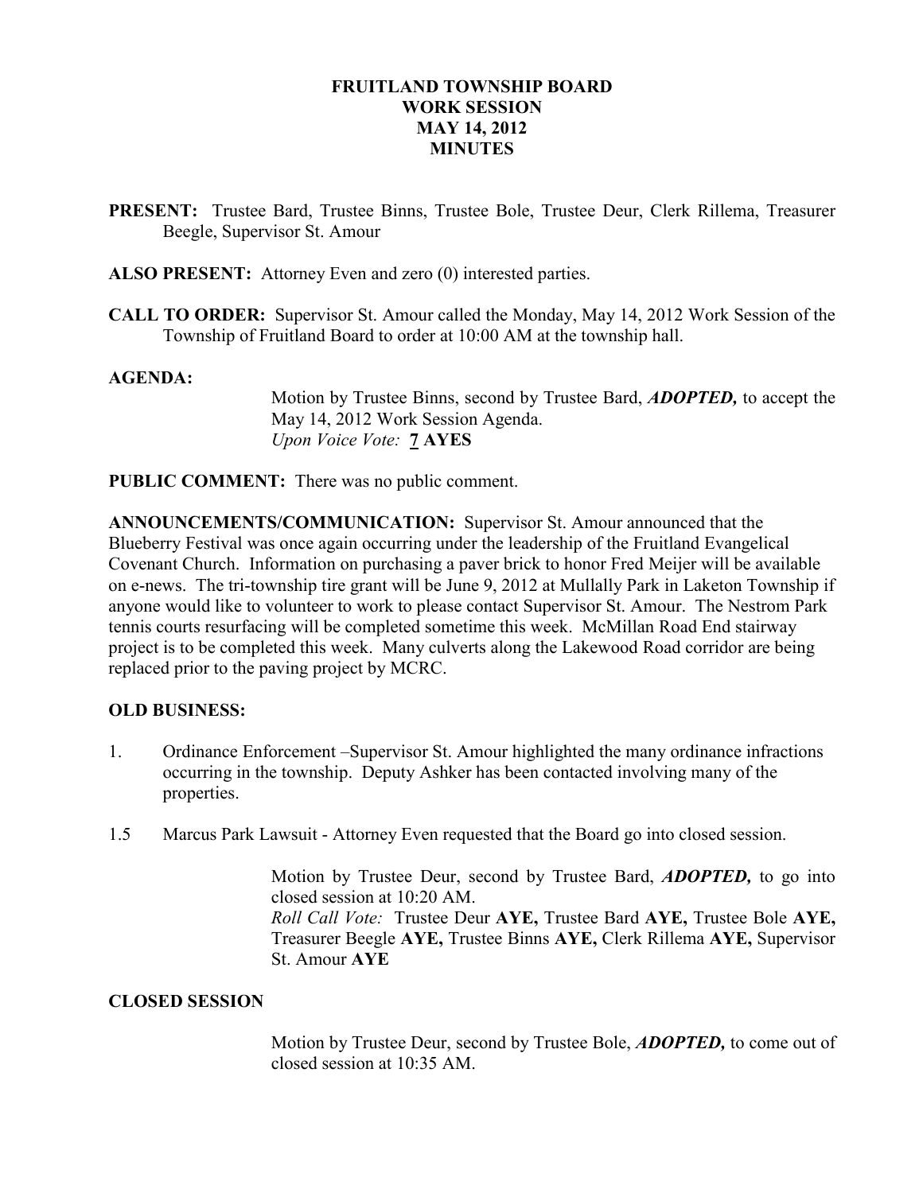# FRUITLAND TOWNSHIP BOARD
## WORK SESSION
## MAY 14, 2012
## MINUTES

**PRESENT:** Trustee Bard, Trustee Binns, Trustee Bole, Trustee Deur, Clerk Rillema, Treasurer Beegle, Supervisor St. Amour

**ALSO PRESENT:** Attorney Even and zero (0) interested parties.

**CALL TO ORDER:** Supervisor St. Amour called the Monday, May 14, 2012 Work Session of the Township of Fruitland Board to order at 10:00 AM at the township hall.

**AGENDA:**

Motion by Trustee Binns, second by Trustee Bard, ***ADOPTED,*** to accept the May 14, 2012 Work Session Agenda.
*Upon Voice Vote:* **7 AYES**

**PUBLIC COMMENT:** There was no public comment.

**ANNOUNCEMENTS/COMMUNICATION:** Supervisor St. Amour announced that the Blueberry Festival was once again occurring under the leadership of the Fruitland Evangelical Covenant Church. Information on purchasing a paver brick to honor Fred Meijer will be available on e-news. The tri-township tire grant will be June 9, 2012 at Mullally Park in Laketon Township if anyone would like to volunteer to work to please contact Supervisor St. Amour. The Nestrom Park tennis courts resurfacing will be completed sometime this week. McMillan Road End stairway project is to be completed this week. Many culverts along the Lakewood Road corridor are being replaced prior to the paving project by MCRC.

**OLD BUSINESS:**

1. Ordinance Enforcement –Supervisor St. Amour highlighted the many ordinance infractions occurring in the township. Deputy Ashker has been contacted involving many of the properties.

1.5 Marcus Park Lawsuit - Attorney Even requested that the Board go into closed session.

Motion by Trustee Deur, second by Trustee Bard, ***ADOPTED,*** to go into closed session at 10:20 AM.
*Roll Call Vote:* Trustee Deur **AYE,** Trustee Bard **AYE,** Trustee Bole **AYE,** Treasurer Beegle **AYE,** Trustee Binns **AYE,** Clerk Rillema **AYE,** Supervisor St. Amour **AYE**

**CLOSED SESSION**

Motion by Trustee Deur, second by Trustee Bole, ***ADOPTED,*** to come out of closed session at 10:35 AM.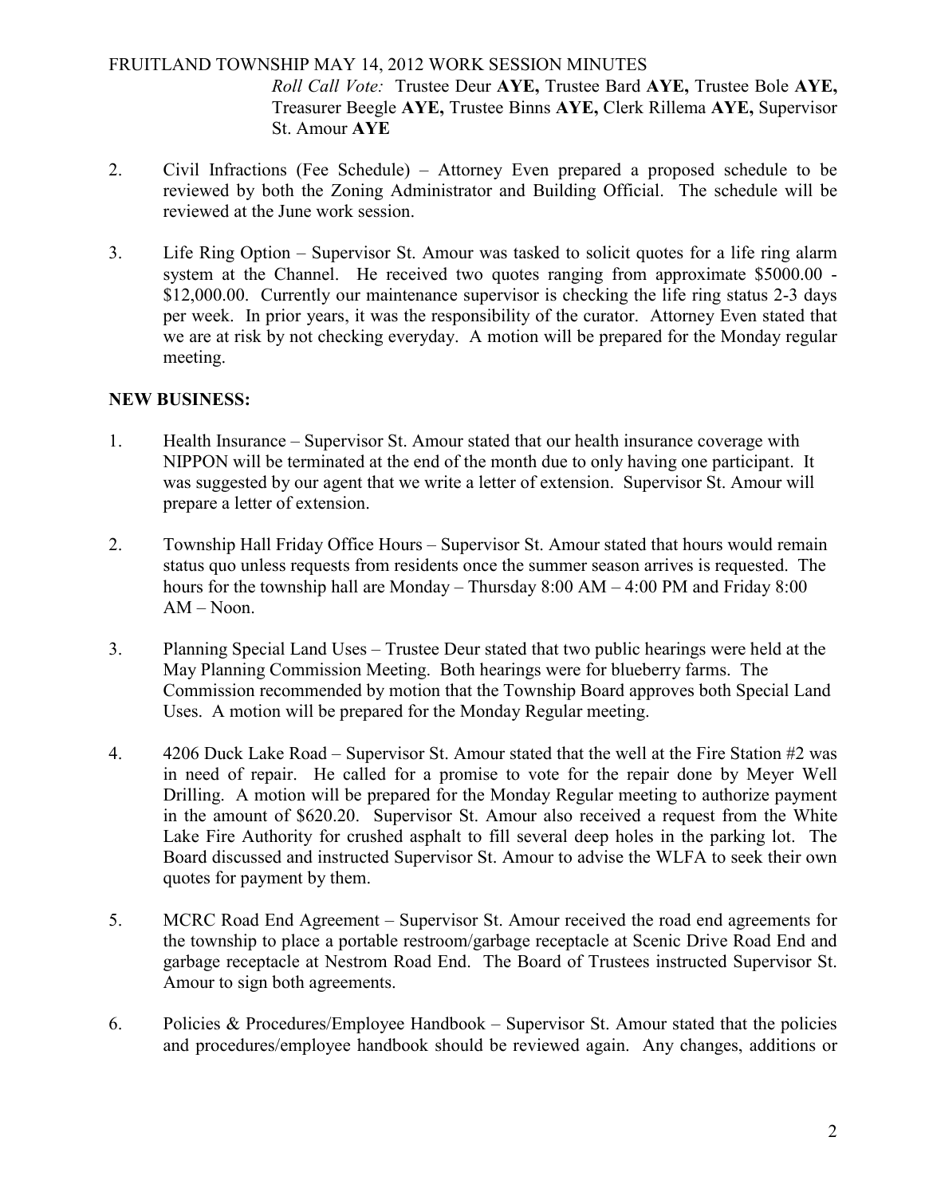*Roll Call Vote:* Trustee Deur **AYE,** Trustee Bard **AYE,** Trustee Bole **AYE,** Treasurer Beegle **AYE,** Trustee Binns **AYE,** Clerk Rillema **AYE,** Supervisor St. Amour **AYE**

2. Civil Infractions (Fee Schedule) – Attorney Even prepared a proposed schedule to be reviewed by both the Zoning Administrator and Building Official. The schedule will be reviewed at the June work session.

3. Life Ring Option – Supervisor St. Amour was tasked to solicit quotes for a life ring alarm system at the Channel. He received two quotes ranging from approximate $5000.00 - $12,000.00. Currently our maintenance supervisor is checking the life ring status 2-3 days per week. In prior years, it was the responsibility of the curator. Attorney Even stated that we are at risk by not checking everyday. A motion will be prepared for the Monday regular meeting.

**NEW BUSINESS:**

1. Health Insurance – Supervisor St. Amour stated that our health insurance coverage with NIPPON will be terminated at the end of the month due to only having one participant. It was suggested by our agent that we write a letter of extension. Supervisor St. Amour will prepare a letter of extension.

2. Township Hall Friday Office Hours – Supervisor St. Amour stated that hours would remain status quo unless requests from residents once the summer season arrives is requested. The hours for the township hall are Monday – Thursday 8:00 AM – 4:00 PM and Friday 8:00 AM – Noon.

3. Planning Special Land Uses – Trustee Deur stated that two public hearings were held at the May Planning Commission Meeting. Both hearings were for blueberry farms. The Commission recommended by motion that the Township Board approves both Special Land Uses. A motion will be prepared for the Monday Regular meeting.

4. 4206 Duck Lake Road – Supervisor St. Amour stated that the well at the Fire Station #2 was in need of repair. He called for a promise to vote for the repair done by Meyer Well Drilling. A motion will be prepared for the Monday Regular meeting to authorize payment in the amount of $620.20. Supervisor St. Amour also received a request from the White Lake Fire Authority for crushed asphalt to fill several deep holes in the parking lot. The Board discussed and instructed Supervisor St. Amour to advise the WLFA to seek their own quotes for payment by them.

5. MCRC Road End Agreement – Supervisor St. Amour received the road end agreements for the township to place a portable restroom/garbage receptacle at Scenic Drive Road End and garbage receptacle at Nestrom Road End. The Board of Trustees instructed Supervisor St. Amour to sign both agreements.

6. Policies & Procedures/Employee Handbook – Supervisor St. Amour stated that the policies and procedures/employee handbook should be reviewed again. Any changes, additions or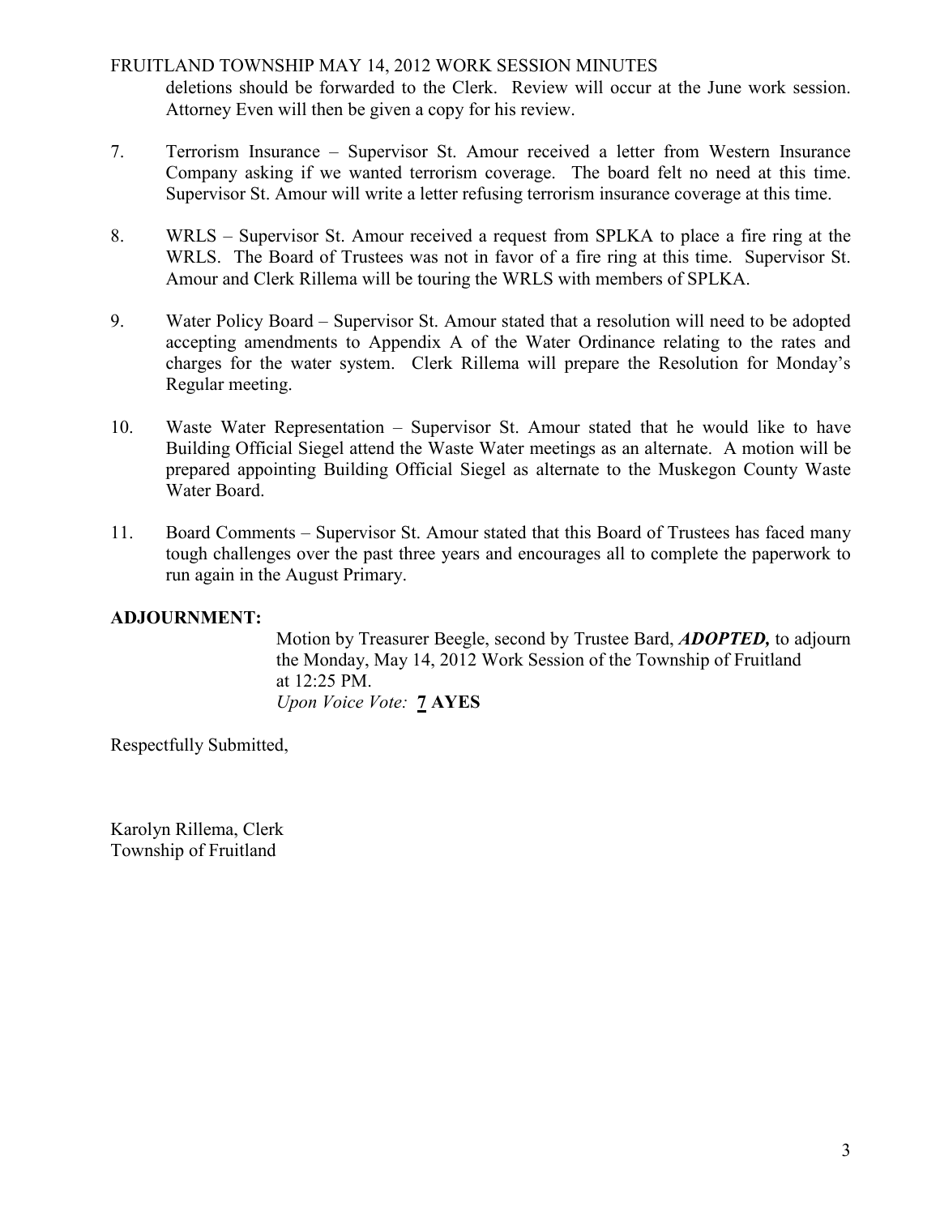deletions should be forwarded to the Clerk. Review will occur at the June work session. Attorney Even will then be given a copy for his review.

7. Terrorism Insurance – Supervisor St. Amour received a letter from Western Insurance Company asking if we wanted terrorism coverage. The board felt no need at this time. Supervisor St. Amour will write a letter refusing terrorism insurance coverage at this time.

8. WRLS – Supervisor St. Amour received a request from SPLKA to place a fire ring at the WRLS. The Board of Trustees was not in favor of a fire ring at this time. Supervisor St. Amour and Clerk Rillema will be touring the WRLS with members of SPLKA.

9. Water Policy Board – Supervisor St. Amour stated that a resolution will need to be adopted accepting amendments to Appendix A of the Water Ordinance relating to the rates and charges for the water system. Clerk Rillema will prepare the Resolution for Monday's Regular meeting.

10. Waste Water Representation – Supervisor St. Amour stated that he would like to have Building Official Siegel attend the Waste Water meetings as an alternate. A motion will be prepared appointing Building Official Siegel as alternate to the Muskegon County Waste Water Board.

11. Board Comments – Supervisor St. Amour stated that this Board of Trustees has faced many tough challenges over the past three years and encourages all to complete the paperwork to run again in the August Primary.

**ADJOURNMENT:**

Motion by Treasurer Beegle, second by Trustee Bard, ***ADOPTED,*** to adjourn the Monday, May 14, 2012 Work Session of the Township of Fruitland at 12:25 PM.
*Upon Voice Vote:* **7 AYES**

Respectfully Submitted,

Karolyn Rillema, Clerk
Township of Fruitland